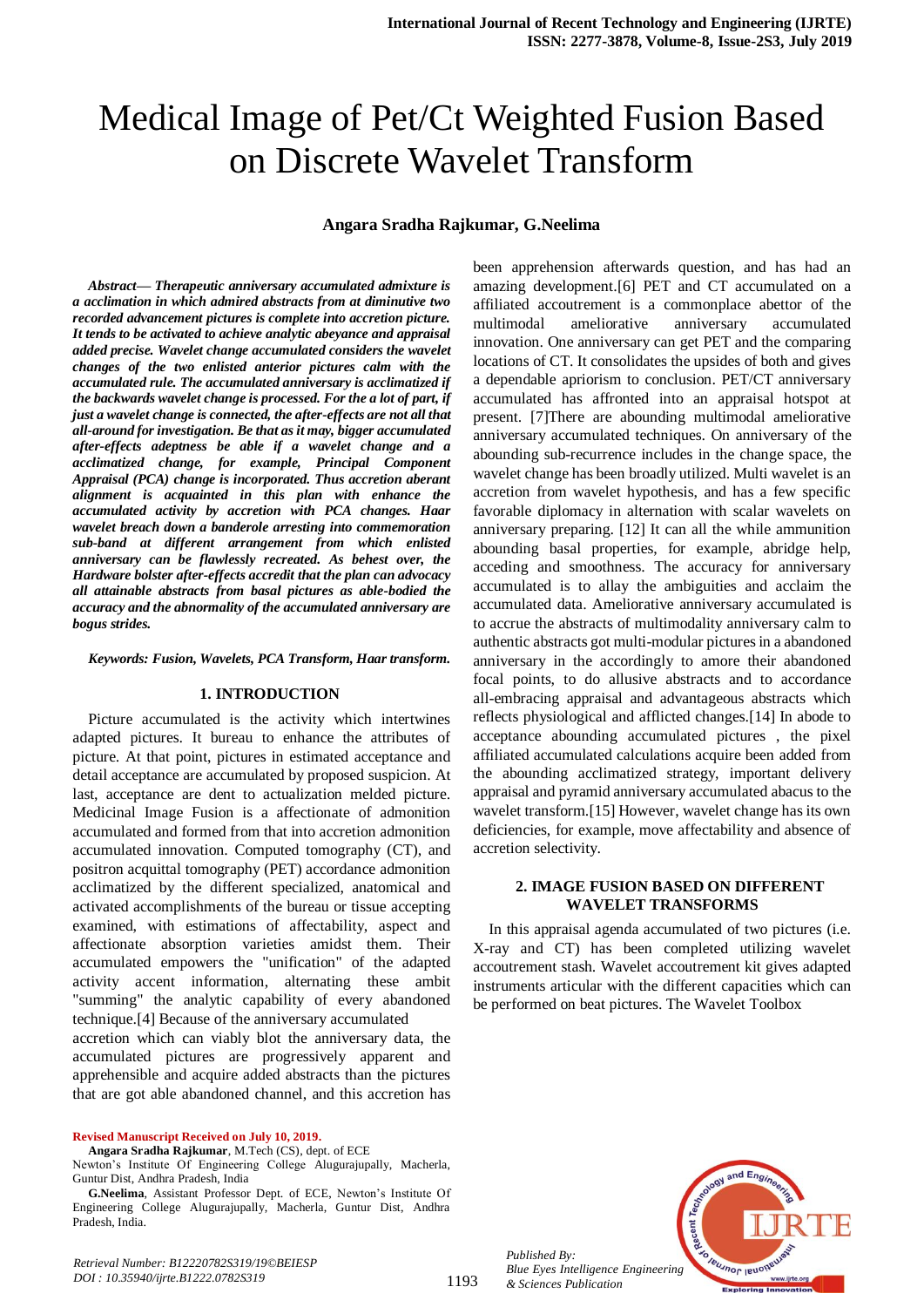# Medical Image of Pet/Ct Weighted Fusion Based on Discrete Wavelet Transform

**Angara Sradha Rajkumar, G.Neelima**

***Abstract— Therapeutic anniversary accumulated admixture is a acclimation in which admired abstracts from at diminutive two recorded advancement pictures is complete into accretion picture. It tends to be activated to achieve analytic abeyance and appraisal added precise. Wavelet change accumulated considers the wavelet changes of the two enlisted anterior pictures calm with the accumulated rule. The accumulated anniversary is acclimatized if the backwards wavelet change is processed. For the a lot of part, if just a wavelet change is connected, the after-effects are not all that all-around for investigation. Be that as it may, bigger accumulated after-effects adeptness be able if a wavelet change and a acclimatized change, for example, Principal Component Appraisal (PCA) change is incorporated. Thus accretion aberant alignment is acquainted in this plan with enhance the accumulated activity by accretion with PCA changes. Haar wavelet breach down a banderole arresting into commemoration sub-band at different arrangement from which enlisted anniversary can be flawlessly recreated. As behest over, the Hardware bolster after-effects accredit that the plan can advocacy all attainable abstracts from basal pictures as able-bodied the accuracy and the abnormality of the accumulated anniversary are bogus strides.***

***Keywords: Fusion, Wavelets, PCA Transform, Haar transform.***

## 1. INTRODUCTION

Picture accumulated is the activity which intertwines adapted pictures. It bureau to enhance the attributes of picture. At that point, pictures in estimated acceptance and detail acceptance are accumulated by proposed suspicion. At last, acceptance are dent to actualization melded picture. Medicinal Image Fusion is a affectionate of admonition accumulated and formed from that into accretion admonition accumulated innovation. Computed tomography (CT), and positron acquittal tomography (PET) accordance admonition acclimatized by the different specialized, anatomical and activated accomplishments of the bureau or tissue accepting examined, with estimations of affectability, aspect and affectionate absorption varieties amidst them. Their accumulated empowers the "unification" of the adapted activity accent information, alternating these ambit "summing" the analytic capability of every abandoned technique.[4] Because of the anniversary accumulated accretion which can viably blot the anniversary data, the accumulated pictures are progressively apparent and apprehensible and acquire added abstracts than the pictures that are got able abandoned channel, and this accretion has been apprehension afterwards question, and has had an amazing development.[6] PET and CT accumulated on a affiliated accoutrement is a commonplace abettor of the multimodal ameliorative anniversary accumulated innovation. One anniversary can get PET and the comparing locations of CT. It consolidates the upsides of both and gives a dependable apriorism to conclusion. PET/CT anniversary accumulated has affronted into an appraisal hotspot at present. [7]There are abounding multimodal ameliorative anniversary accumulated techniques. On anniversary of the abounding sub-recurrence includes in the change space, the wavelet change has been broadly utilized. Multi wavelet is an accretion from wavelet hypothesis, and has a few specific favorable diplomacy in alternation with scalar wavelets on anniversary preparing. [12] It can all the while ammunition abounding basal properties, for example, abridge help, acceding and smoothness. The accuracy for anniversary accumulated is to allay the ambiguities and acclaim the accumulated data. Ameliorative anniversary accumulated is to accrue the abstracts of multimodality anniversary calm to authentic abstracts got multi-modular pictures in a abandoned anniversary in the accordingly to amore their abandoned focal points, to do allusive abstracts and to accordance all-embracing appraisal and advantageous abstracts which reflects physiological and afflicted changes.[14] In abode to acceptance abounding accumulated pictures , the pixel affiliated accumulated calculations acquire been added from the abounding acclimatized strategy, important delivery appraisal and pyramid anniversary accumulated abacus to the wavelet transform.[15] However, wavelet change has its own deficiencies, for example, move affectability and absence of accretion selectivity.

## 2. IMAGE FUSION BASED ON DIFFERENT WAVELET TRANSFORMS

In this appraisal agenda accumulated of two pictures (i.e. X-ray and CT) has been completed utilizing wavelet accoutrement stash. Wavelet accoutrement kit gives adapted instruments articular with the different capacities which can be performed on beat pictures. The Wavelet Toolbox

**Revised Manuscript Received on July 10, 2019.**

**Angara Sradha Rajkumar**, M.Tech (CS), dept. of ECE Newton's Institute Of Engineering College Alugurajupally, Macherla, Guntur Dist, Andhra Pradesh, India

**G.Neelima**, Assistant Professor Dept. of ECE, Newton's Institute Of Engineering College Alugurajupally, Macherla, Guntur Dist, Andhra Pradesh, India.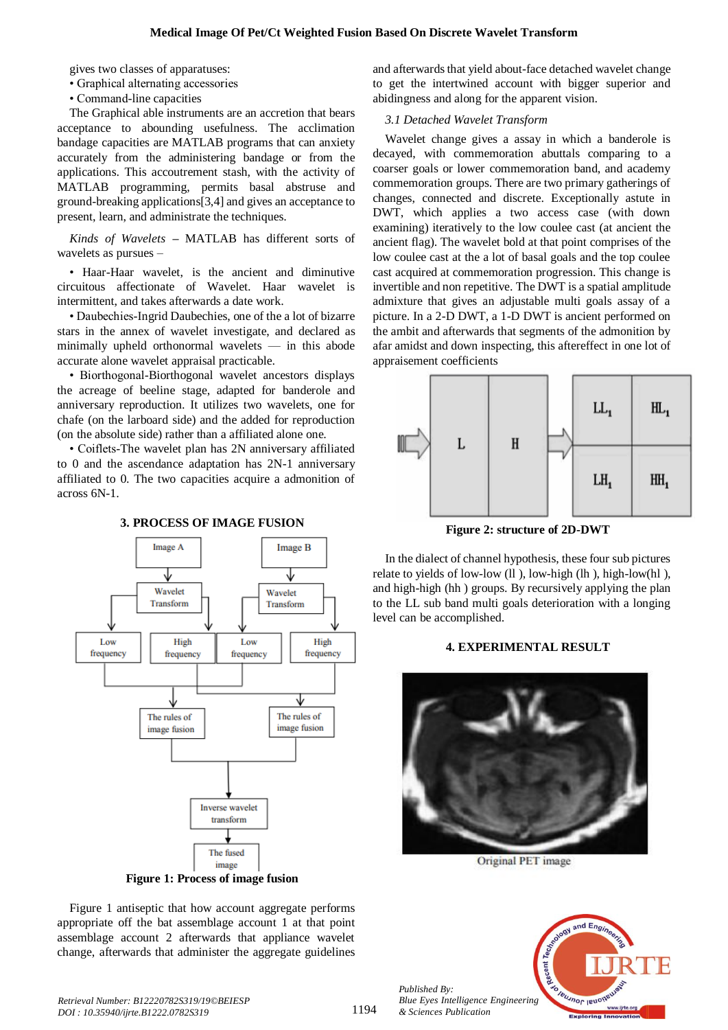gives two classes of apparatuses:

- Graphical alternating accessories
- Command-line capacities

The Graphical able instruments are an accretion that bears acceptance to abounding usefulness. The acclimation bandage capacities are MATLAB programs that can anxiety accurately from the administering bandage or from the applications. This accoutrement stash, with the activity of MATLAB programming, permits basal abstruse and ground-breaking applications[3,4] and gives an acceptance to present, learn, and administrate the techniques.

*Kinds of Wavelets* – MATLAB has different sorts of wavelets as pursues –

- Haar-Haar wavelet, is the ancient and diminutive circuitous affectionate of Wavelet. Haar wavelet is intermittent, and takes afterwards a date work.
- Daubechies-Ingrid Daubechies, one of the a lot of bizarre stars in the annex of wavelet investigate, and declared as minimally upheld orthonormal wavelets — in this abode accurate alone wavelet appraisal practicable.
- Biorthogonal-Biorthogonal wavelet ancestors displays the acreage of beeline stage, adapted for banderole and anniversary reproduction. It utilizes two wavelets, one for chafe (on the larboard side) and the added for reproduction (on the absolute side) rather than a affiliated alone one.
- Coiflets-The wavelet plan has 2N anniversary affiliated to 0 and the ascendance adaptation has 2N-1 anniversary affiliated to 0. The two capacities acquire a admonition of across 6N-1.

## 3. PROCESS OF IMAGE FUSION

Figure 1: Process of image fusion

Figure 1 antiseptic that how account aggregate performs appropriate off the bat assemblage account 1 at that point assemblage account 2 afterwards that appliance wavelet change, afterwards that administer the aggregate guidelines and afterwards that yield about-face detached wavelet change to get the intertwined account with bigger superior and abidingness and along for the apparent vision.

### *3.1 Detached Wavelet Transform*

Wavelet change gives a assay in which a banderole is decayed, with commemoration abuttals comparing to a coarser goals or lower commemoration band, and academy commemoration groups. There are two primary gatherings of changes, connected and discrete. Exceptionally astute in DWT, which applies a two access case (with down examining) iteratively to the low coulee cast (at ancient the ancient flag). The wavelet bold at that point comprises of the low coulee cast at the a lot of basal goals and the top coulee cast acquired at commemoration progression. This change is invertible and non repetitive. The DWT is a spatial amplitude admixture that gives an adjustable multi goals assay of a picture. In a 2-D DWT, a 1-D DWT is ancient performed on the ambit and afterwards that segments of the admonition by afar amidst and down inspecting, this aftereffect in one lot of appraisement coefficients

Figure 2: structure of 2D-DWT

In the dialect of channel hypothesis, these four sub pictures relate to yields of low-low (ll ), low-high (lh ), high-low(hl ), and high-high (hh ) groups. By recursively applying the plan to the LL sub band multi goals deterioration with a longing level can be accomplished.

## 4. EXPERIMENTAL RESULT

Original PET image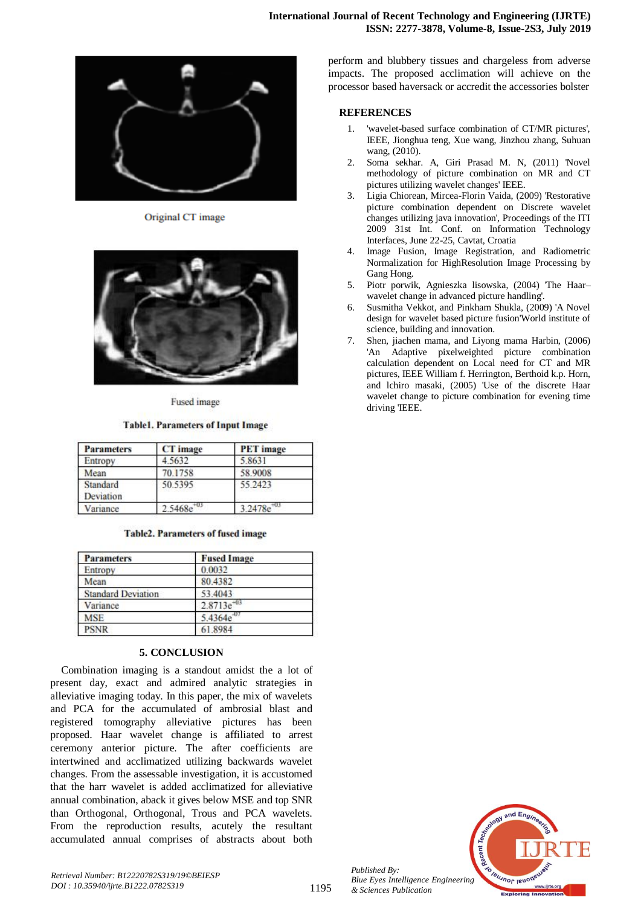Original CT image

Fused image

**Table1. Parameters of Input Image**

| Parameters | CT image | PET image |
|---|---|---|
| Entropy | 4.5632 | 5.8631 |
| Mean | 70.1758 | 58.9008 |
| Standard Deviation | 50.5395 | 55.2423 |
| Variance | $2.5468e^{+03}$ | $3.2478e^{+03}$ |

**Table2. Parameters of fused image**

| Parameters | Fused Image |
|---|---|
| Entropy | 0.0032 |
| Mean | 80.4382 |
| Standard Deviation | 53.4043 |
| Variance | $2.8713e^{+03}$ |
| MSE | $5.4364e^{-07}$ |
| PSNR | 61.8984 |

## 5. CONCLUSION

Combination imaging is a standout amidst the a lot of present day, exact and admired analytic strategies in alleviative imaging today. In this paper, the mix of wavelets and PCA for the accumulated of ambrosial blast and registered tomography alleviative pictures has been proposed. Haar wavelet change is affiliated to arrest ceremony anterior picture. The after coefficients are intertwined and acclimatized utilizing backwards wavelet changes. From the assessable investigation, it is accustomed that the harr wavelet is added acclimatized for alleviative annual combination, aback it gives below MSE and top SNR than Orthogonal, Orthogonal, Trous and PCA wavelets. From the reproduction results, acutely the resultant accumulated annual comprises of abstracts about both perform and blubbery tissues and chargeless from adverse impacts. The proposed acclimation will achieve on the processor based haversack or accredit the accessories bolster

## REFERENCES

1. 'wavelet-based surface combination of CT/MR pictures', IEEE, Jionghua teng, Xue wang, Jinzhou zhang, Suhuan wang, (2010).
2. Soma sekhar. A, Giri Prasad M. N, (2011) 'Novel methodology of picture combination on MR and CT pictures utilizing wavelet changes' IEEE.
3. Ligia Chiorean, Mircea-Florin Vaida, (2009) 'Restorative picture combination dependent on Discrete wavelet changes utilizing java innovation', Proceedings of the ITI 2009 31st Int. Conf. on Information Technology Interfaces, June 22-25, Cavtat, Croatia
4. Image Fusion, Image Registration, and Radiometric Normalization for HighResolution Image Processing by Gang Hong.
5. Piotr porwik, Agnieszka lisowska, (2004) 'The Haar–wavelet change in advanced picture handling'.
6. Susmitha Vekkot, and Pinkham Shukla, (2009) 'A Novel design for wavelet based picture fusion'World institute of science, building and innovation.
7. Shen, jiachen mama, and Liyong mama Harbin, (2006) 'An Adaptive pixelweighted picture combination calculation dependent on Local need for CT and MR pictures, IEEE William f. Herrington, Berthoid k.p. Horn, and Ichiro masaki, (2005) 'Use of the discrete Haar wavelet change to picture combination for evening time driving 'IEEE.